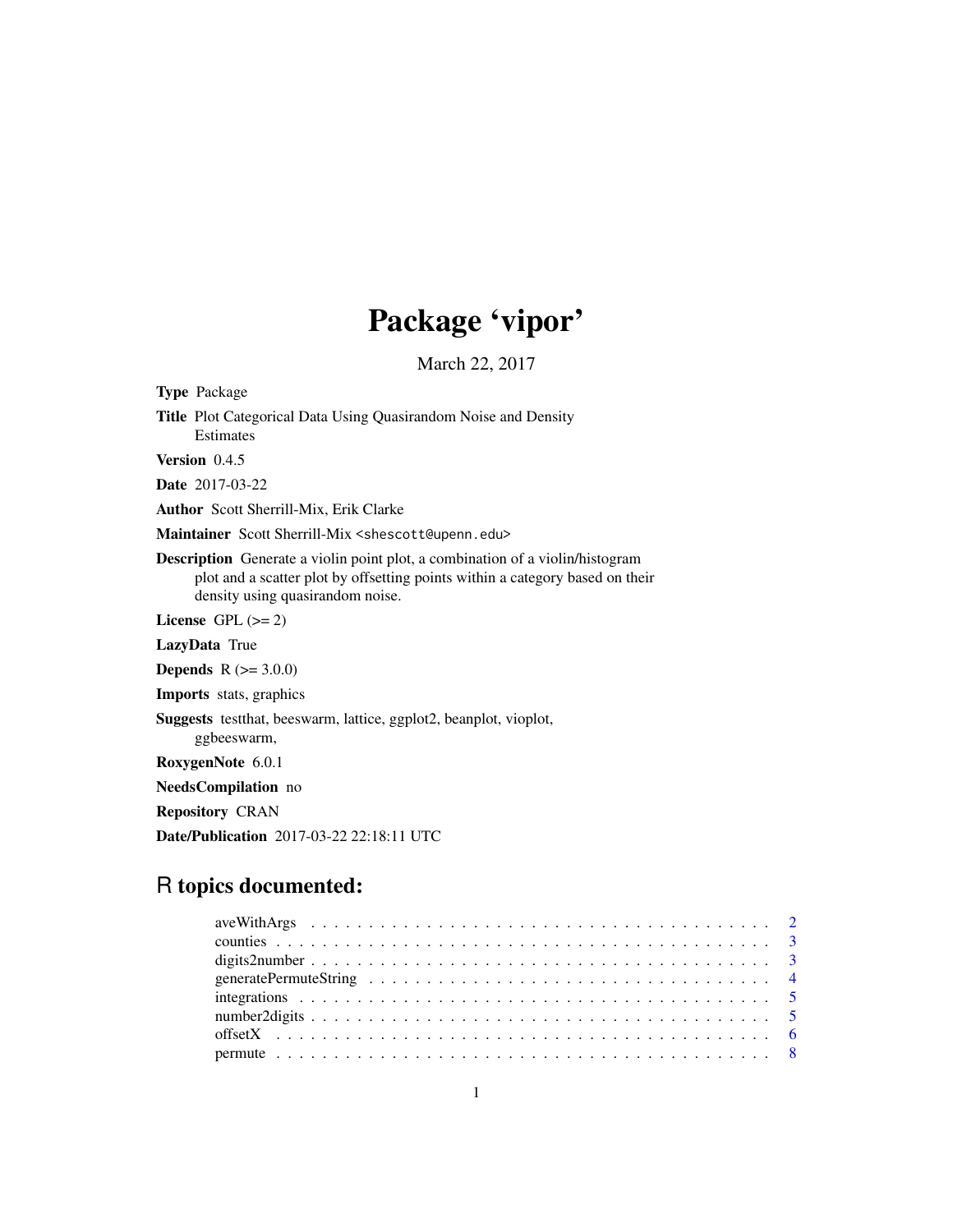# Package 'vipor'

March 22, 2017

**Type** Package

**Title** Plot Categorical Data Using Quasirandom Noise and Density Estimates

**Version** 0.4.5

**Date** 2017-03-22

**Author** Scott Sherrill-Mix, Erik Clarke

**Maintainer** Scott Sherrill-Mix <shescott@upenn.edu>

**Description** Generate a violin point plot, a combination of a violin/histogram plot and a scatter plot by offsetting points within a category based on their density using quasirandom noise.

**License** GPL (>= 2)

**LazyData** True

**Depends** R (>= 3.0.0)

**Imports** stats, graphics

**Suggests** testthat, beeswarm, lattice, ggplot2, beanplot, vioplot, ggbeeswarm,

**RoxygenNote** 6.0.1

**NeedsCompilation** no

**Repository** CRAN

**Date/Publication** 2017-03-22 22:18:11 UTC

## R topics documented:

| | |
|---|---|
| aveWithArgs | 2 |
| counties | 3 |
| digits2number | 3 |
| generatePermuteString | 4 |
| integrations | 5 |
| number2digits | 5 |
| offsetX | 6 |
| permute | 8 |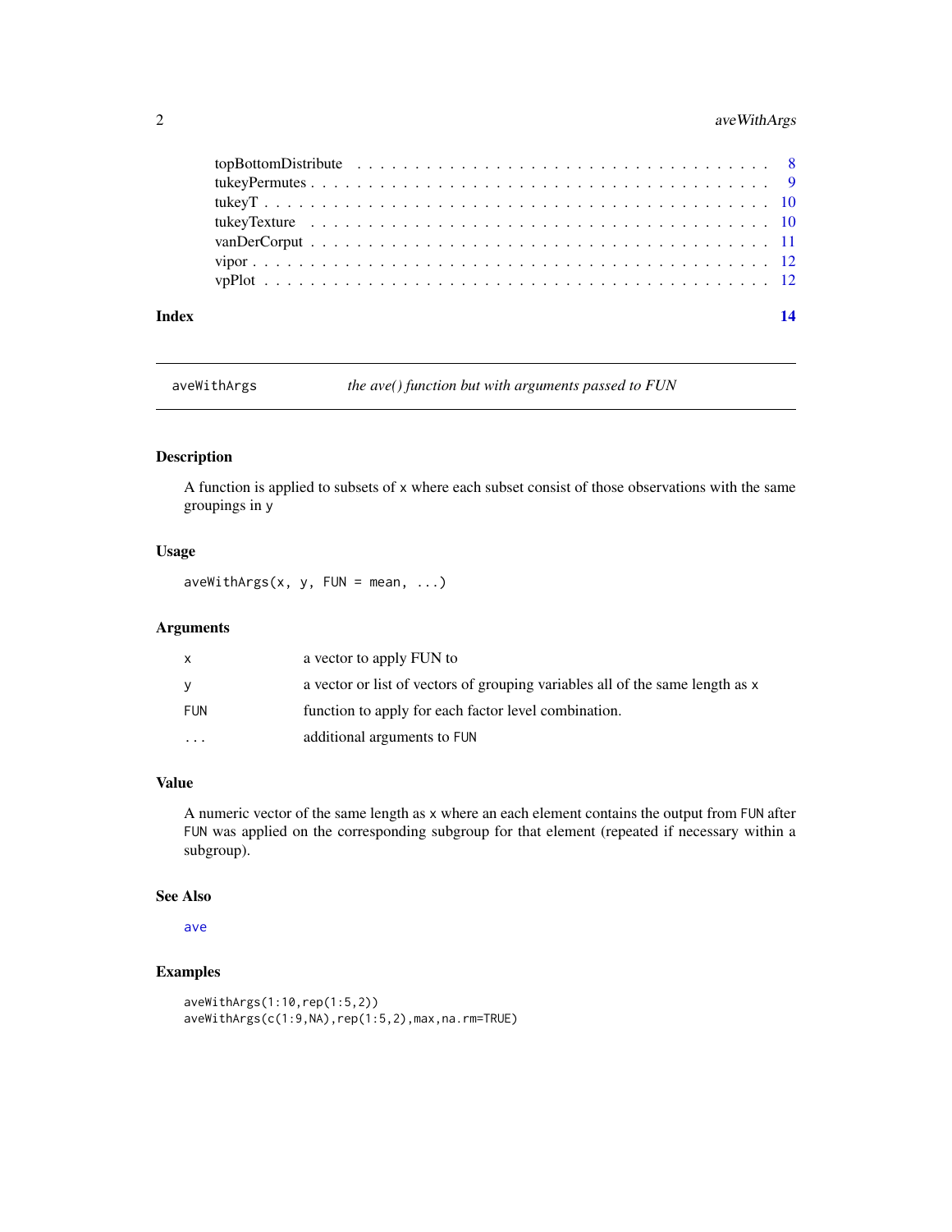| | |
|---|---|
| topBottomDistribute | 8 |
| tukeyPermutes | 9 |
| tukeyT | 10 |
| tukeyTexture | 10 |
| vanDerCorput | 11 |
| vipor | 12 |
| vpPlot | 12 |

**Index** **14**

---

`aveWithArgs` *the ave() function but with arguments passed to FUN*

---

## Description

A function is applied to subsets of x where each subset consist of those observations with the same groupings in y

## Usage

```
aveWithArgs(x, y, FUN = mean, ...)
```

## Arguments

| | |
|---|---|
| x | a vector to apply FUN to |
| y | a vector or list of vectors of grouping variables all of the same length as x |
| FUN | function to apply for each factor level combination. |
| ... | additional arguments to FUN |

## Value

A numeric vector of the same length as x where an each element contains the output from FUN after FUN was applied on the corresponding subgroup for that element (repeated if necessary within a subgroup).

## See Also

ave

## Examples

```
aveWithArgs(1:10,rep(1:5,2))
aveWithArgs(c(1:9,NA),rep(1:5,2),max,na.rm=TRUE)
```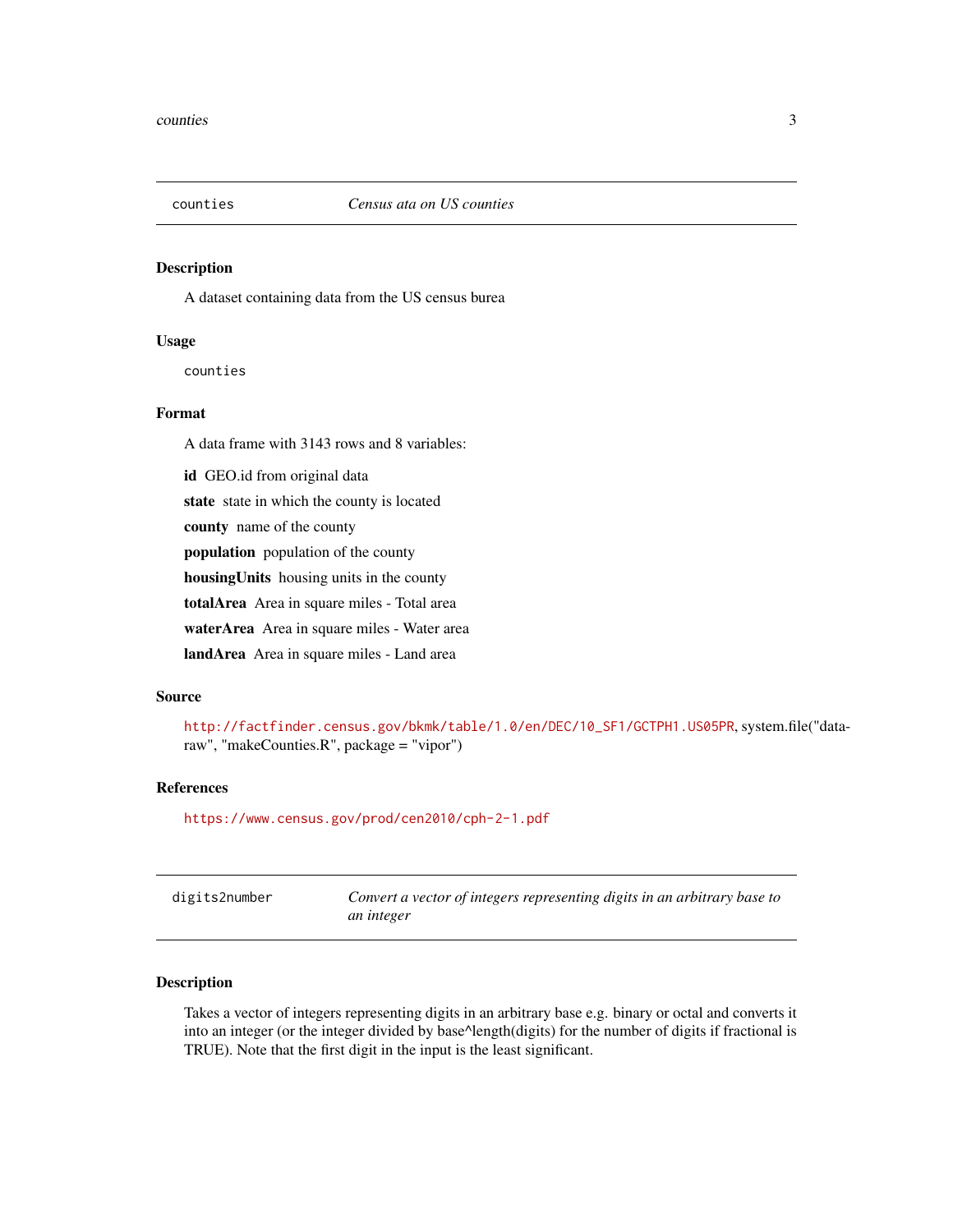## counties — *Census ata on US counties*

### Description

A dataset containing data from the US census burea

### Usage

```
counties
```

### Format

A data frame with 3143 rows and 8 variables:

- **id** GEO.id from original data
- **state** state in which the county is located
- **county** name of the county
- **population** population of the county
- **housingUnits** housing units in the county
- **totalArea** Area in square miles - Total area
- **waterArea** Area in square miles - Water area
- **landArea** Area in square miles - Land area

### Source

http://factfinder.census.gov/bkmk/table/1.0/en/DEC/10_SF1/GCTPH1.US05PR, system.file("data-raw", "makeCounties.R", package = "vipor")

### References

https://www.census.gov/prod/cen2010/cph-2-1.pdf

## digits2number — *Convert a vector of integers representing digits in an arbitrary base to an integer*

### Description

Takes a vector of integers representing digits in an arbitrary base e.g. binary or octal and converts it into an integer (or the integer divided by base^length(digits) for the number of digits if fractional is TRUE). Note that the first digit in the input is the least significant.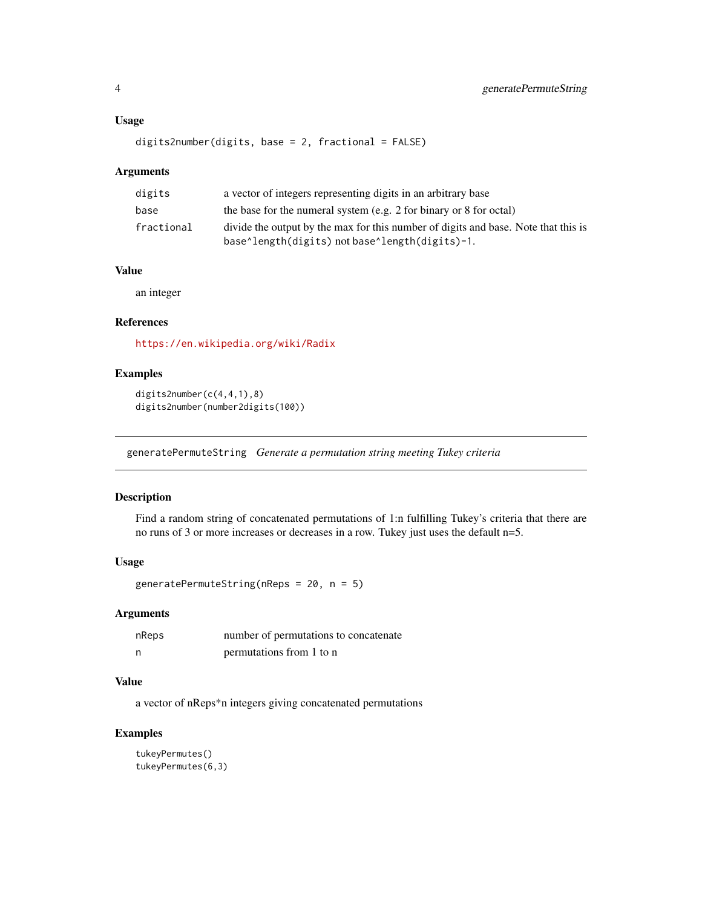## Usage

```
digits2number(digits, base = 2, fractional = FALSE)
```

## Arguments

| | |
|---|---|
| digits | a vector of integers representing digits in an arbitrary base |
| base | the base for the numeral system (e.g. 2 for binary or 8 for octal) |
| fractional | divide the output by the max for this number of digits and base. Note that this is `base^length(digits)` not `base^length(digits)-1`. |

## Value

an integer

## References

https://en.wikipedia.org/wiki/Radix

## Examples

```
digits2number(c(4,4,1),8)
digits2number(number2digits(100))
```

---

# generatePermuteString *Generate a permutation string meeting Tukey criteria*

## Description

Find a random string of concatenated permutations of 1:n fulfilling Tukey's criteria that there are no runs of 3 or more increases or decreases in a row. Tukey just uses the default n=5.

## Usage

```
generatePermuteString(nReps = 20, n = 5)
```

## Arguments

| | |
|---|---|
| nReps | number of permutations to concatenate |
| n | permutations from 1 to n |

## Value

a vector of nReps*n integers giving concatenated permutations

## Examples

```
tukeyPermutes()
tukeyPermutes(6,3)
```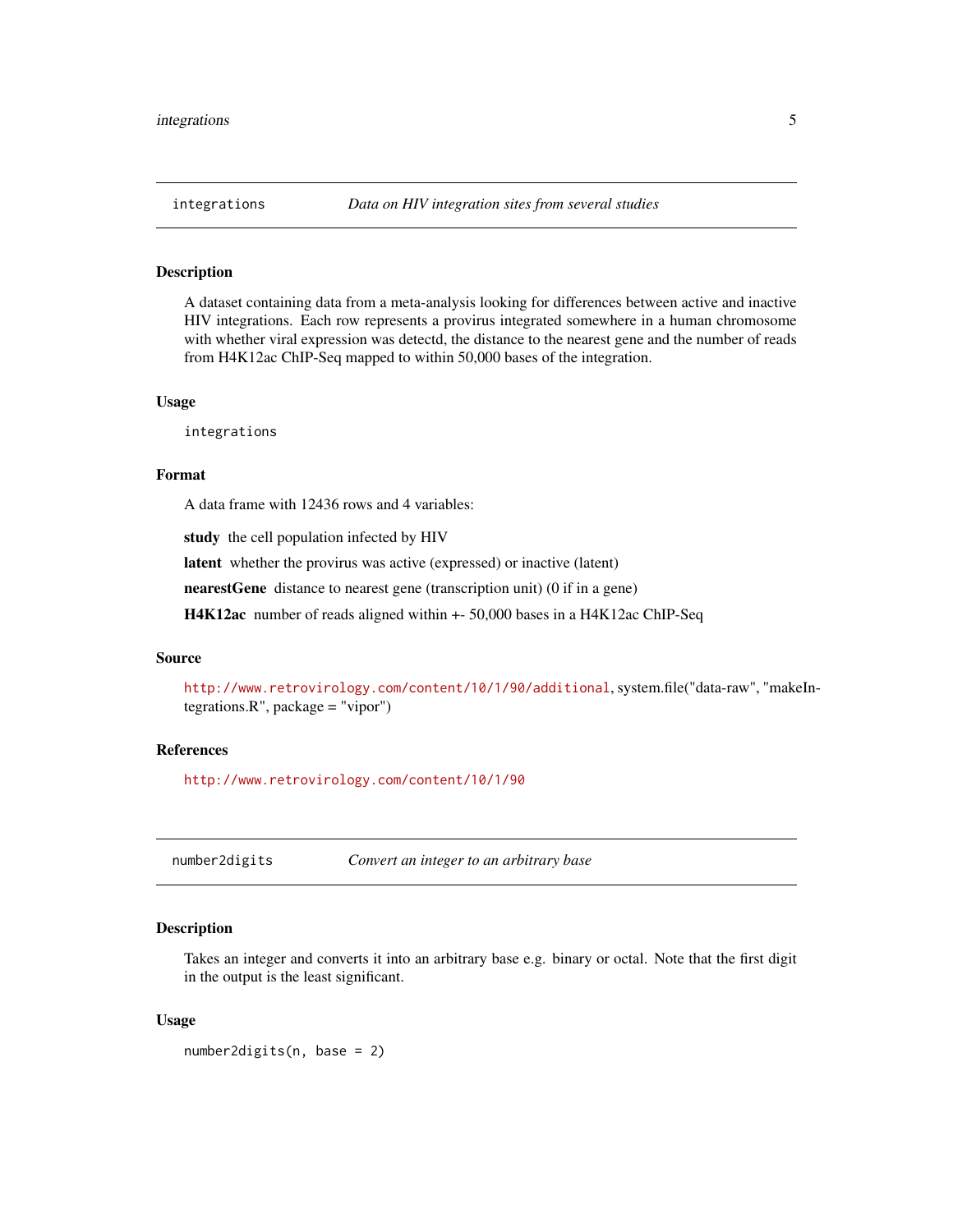## integrations *Data on HIV integration sites from several studies*

### Description

A dataset containing data from a meta-analysis looking for differences between active and inactive HIV integrations. Each row represents a provirus integrated somewhere in a human chromosome with whether viral expression was detectd, the distance to the nearest gene and the number of reads from H4K12ac ChIP-Seq mapped to within 50,000 bases of the integration.

### Usage

```
integrations
```

### Format

A data frame with 12436 rows and 4 variables:

**study** the cell population infected by HIV

**latent** whether the provirus was active (expressed) or inactive (latent)

**nearestGene** distance to nearest gene (transcription unit) (0 if in a gene)

**H4K12ac** number of reads aligned within +- 50,000 bases in a H4K12ac ChIP-Seq

### Source

http://www.retrovirology.com/content/10/1/90/additional, system.file("data-raw", "makeIntegrations.R", package = "vipor")

### References

http://www.retrovirology.com/content/10/1/90

## number2digits *Convert an integer to an arbitrary base*

### Description

Takes an integer and converts it into an arbitrary base e.g. binary or octal. Note that the first digit in the output is the least significant.

### Usage

```
number2digits(n, base = 2)
```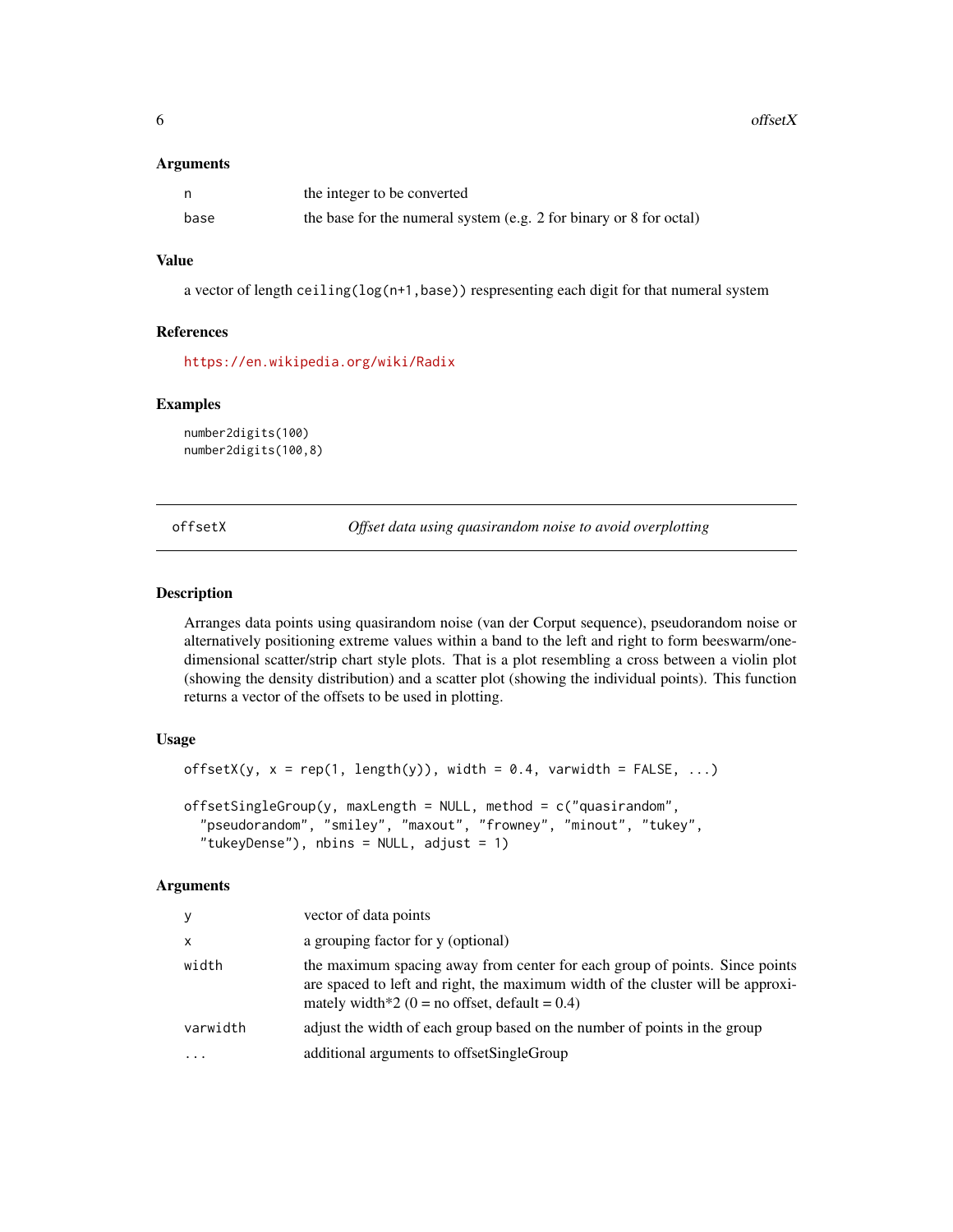### Arguments

| | |
|---|---|
| n | the integer to be converted |
| base | the base for the numeral system (e.g. 2 for binary or 8 for octal) |

### Value

a vector of length `ceiling(log(n+1,base))` respresenting each digit for that numeral system

### References

https://en.wikipedia.org/wiki/Radix

### Examples

```
number2digits(100)
number2digits(100,8)
```

## offsetX — *Offset data using quasirandom noise to avoid overplotting*

### Description

Arranges data points using quasirandom noise (van der Corput sequence), pseudorandom noise or alternatively positioning extreme values within a band to the left and right to form beeswarm/one-dimensional scatter/strip chart style plots. That is a plot resembling a cross between a violin plot (showing the density distribution) and a scatter plot (showing the individual points). This function returns a vector of the offsets to be used in plotting.

### Usage

```
offsetX(y, x = rep(1, length(y)), width = 0.4, varwidth = FALSE, ...)

offsetSingleGroup(y, maxLength = NULL, method = c("quasirandom",
  "pseudorandom", "smiley", "maxout", "frowney", "minout", "tukey",
  "tukeyDense"), nbins = NULL, adjust = 1)
```

### Arguments

| | |
|---|---|
| y | vector of data points |
| x | a grouping factor for y (optional) |
| width | the maximum spacing away from center for each group of points. Since points are spaced to left and right, the maximum width of the cluster will be approximately width*2 (0 = no offset, default = 0.4) |
| varwidth | adjust the width of each group based on the number of points in the group |
| ... | additional arguments to offsetSingleGroup |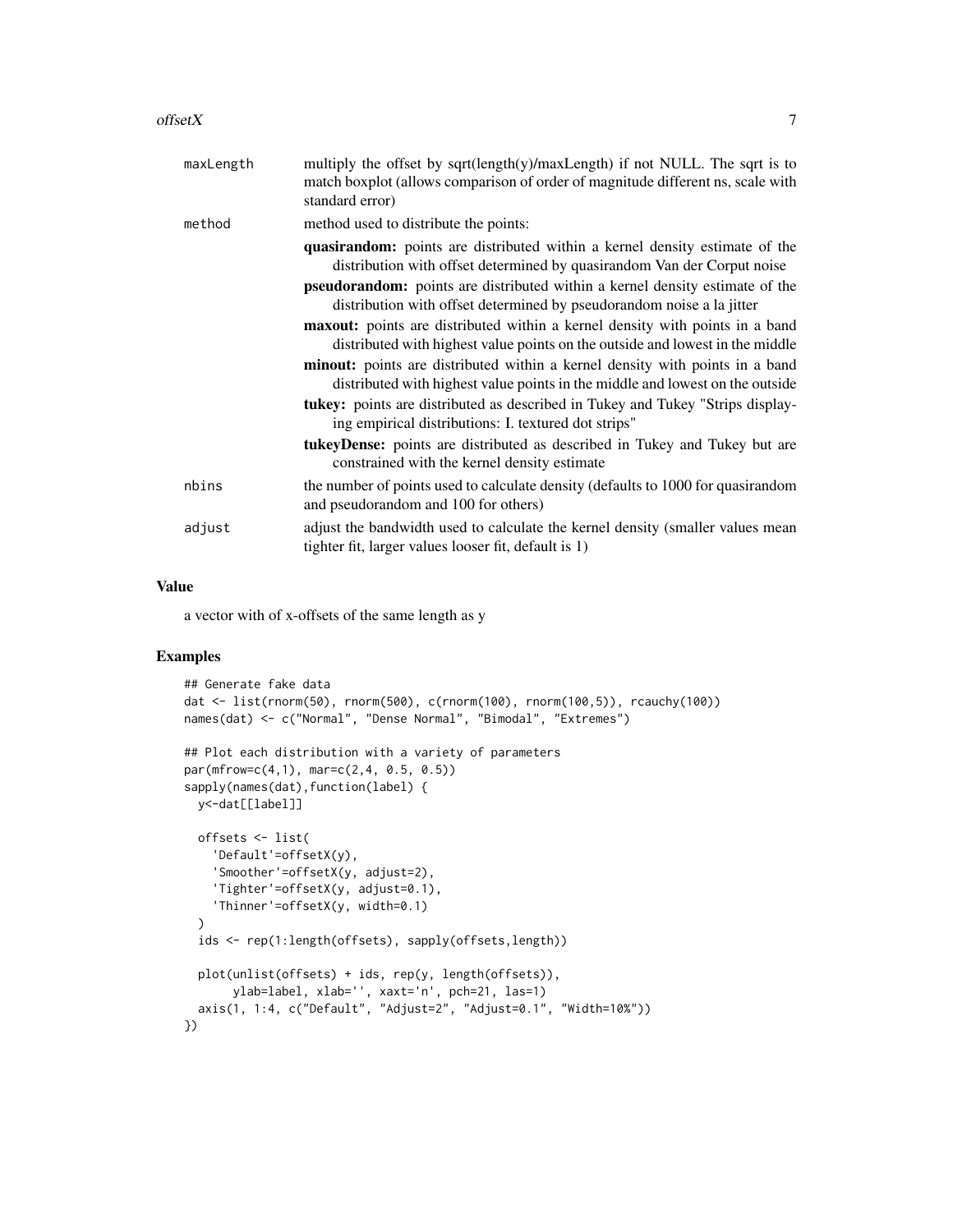| | |
|---|---|
| maxLength | multiply the offset by sqrt(length(y)/maxLength) if not NULL. The sqrt is to match boxplot (allows comparison of order of magnitude different ns, scale with standard error) |
| method | method used to distribute the points:<br>**quasirandom:** points are distributed within a kernel density estimate of the distribution with offset determined by quasirandom Van der Corput noise<br>**pseudorandom:** points are distributed within a kernel density estimate of the distribution with offset determined by pseudorandom noise a la jitter<br>**maxout:** points are distributed within a kernel density with points in a band distributed with highest value points on the outside and lowest in the middle<br>**minout:** points are distributed within a kernel density with points in a band distributed with highest value points in the middle and lowest on the outside<br>**tukey:** points are distributed as described in Tukey and Tukey "Strips displaying empirical distributions: I. textured dot strips"<br>**tukeyDense:** points are distributed as described in Tukey and Tukey but are constrained with the kernel density estimate |
| nbins | the number of points used to calculate density (defaults to 1000 for quasirandom and pseudorandom and 100 for others) |
| adjust | adjust the bandwidth used to calculate the kernel density (smaller values mean tighter fit, larger values looser fit, default is 1) |

## Value

a vector with of x-offsets of the same length as y

## Examples

```
## Generate fake data
dat <- list(rnorm(50), rnorm(500), c(rnorm(100), rnorm(100,5)), rcauchy(100))
names(dat) <- c("Normal", "Dense Normal", "Bimodal", "Extremes")

## Plot each distribution with a variety of parameters
par(mfrow=c(4,1), mar=c(2,4, 0.5, 0.5))
sapply(names(dat),function(label) {
  y<-dat[[label]]

  offsets <- list(
    'Default'=offsetX(y),
    'Smoother'=offsetX(y, adjust=2),
    'Tighter'=offsetX(y, adjust=0.1),
    'Thinner'=offsetX(y, width=0.1)
  )
  ids <- rep(1:length(offsets), sapply(offsets,length))

  plot(unlist(offsets) + ids, rep(y, length(offsets)),
       ylab=label, xlab='', xaxt='n', pch=21, las=1)
  axis(1, 1:4, c("Default", "Adjust=2", "Adjust=0.1", "Width=10%"))
})
```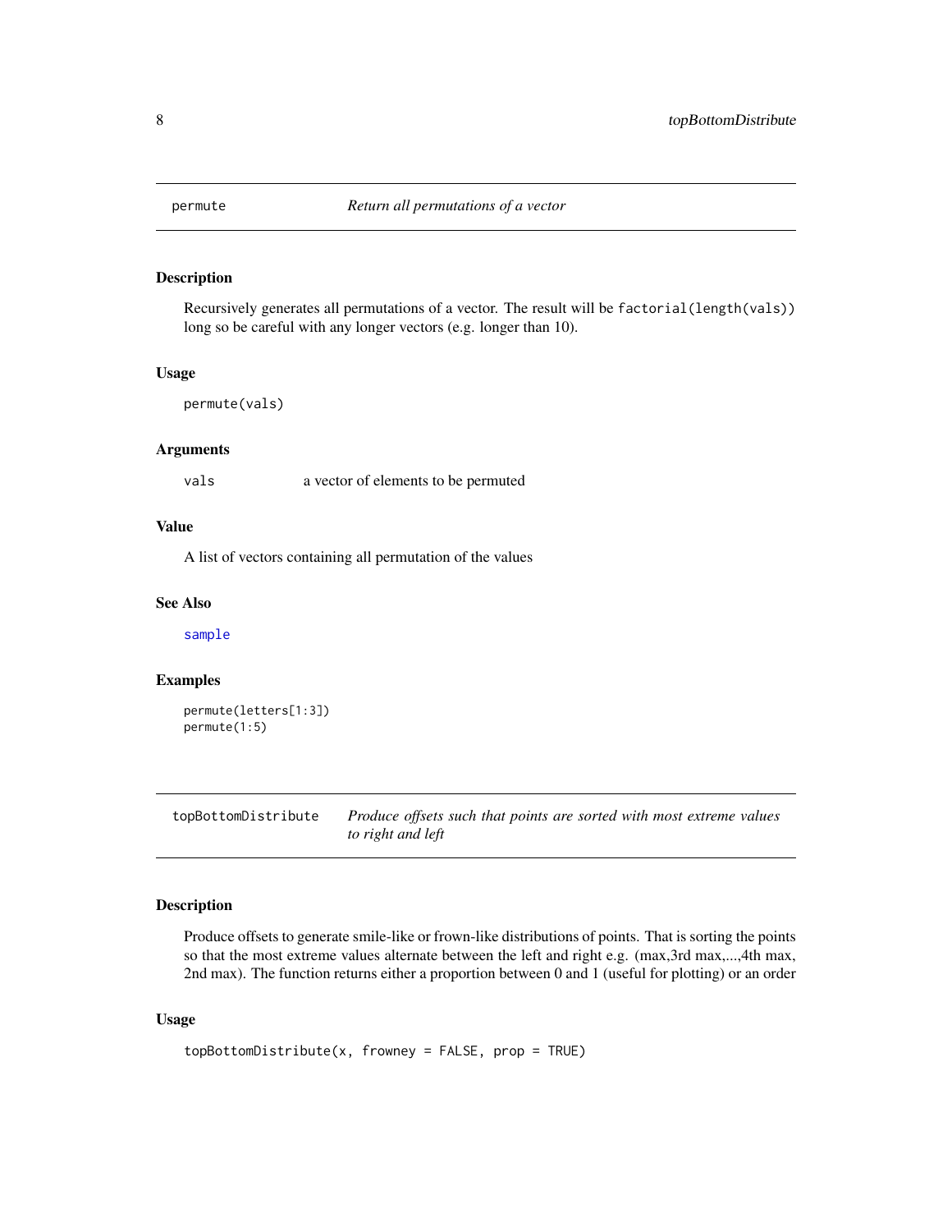## permute — *Return all permutations of a vector*

### Description

Recursively generates all permutations of a vector. The result will be `factorial(length(vals))` long so be careful with any longer vectors (e.g. longer than 10).

### Usage

```
permute(vals)
```

### Arguments

| | |
|---|---|
| `vals` | a vector of elements to be permuted |

### Value

A list of vectors containing all permutation of the values

### See Also

`sample`

### Examples

```
permute(letters[1:3])
permute(1:5)
```

## topBottomDistribute — *Produce offsets such that points are sorted with most extreme values to right and left*

### Description

Produce offsets to generate smile-like or frown-like distributions of points. That is sorting the points so that the most extreme values alternate between the left and right e.g. (max,3rd max,...,4th max, 2nd max). The function returns either a proportion between 0 and 1 (useful for plotting) or an order

### Usage

```
topBottomDistribute(x, frowney = FALSE, prop = TRUE)
```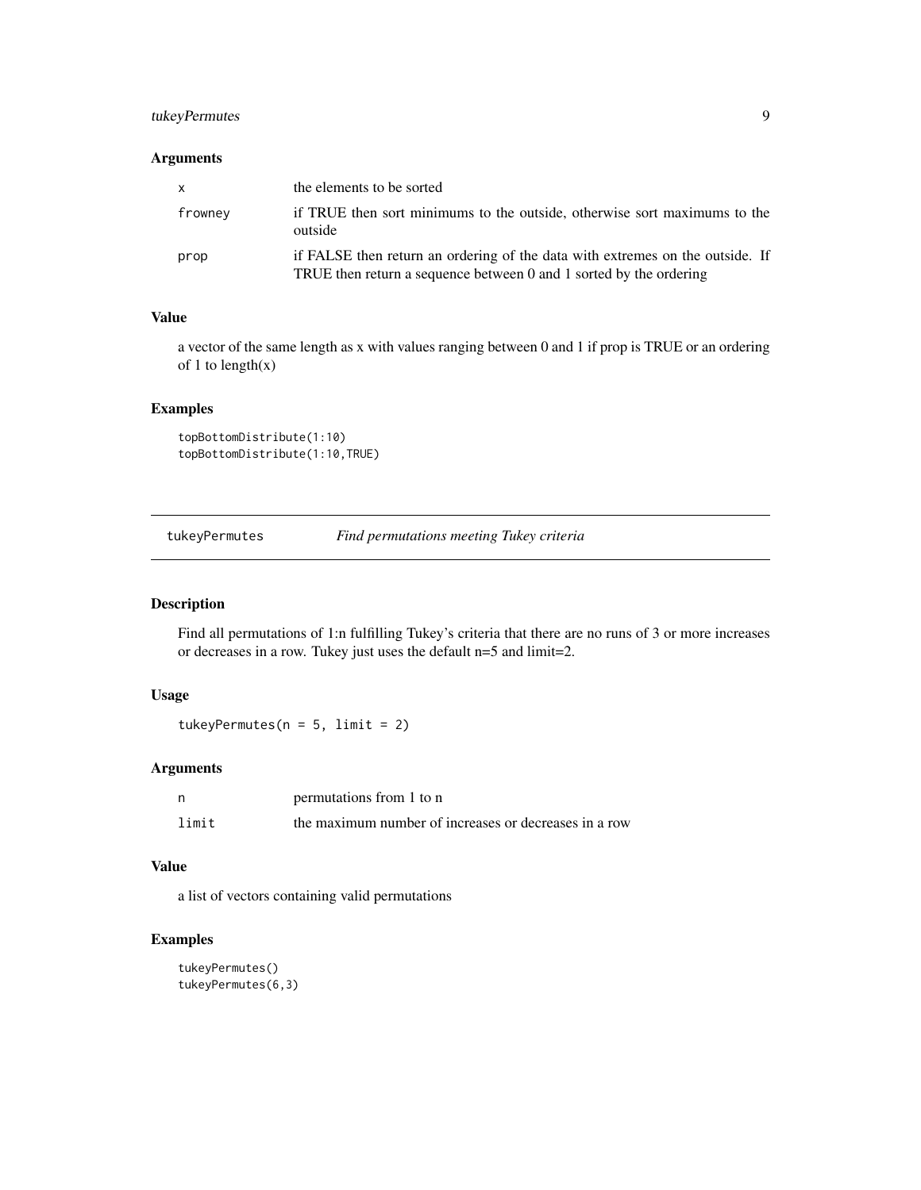### Arguments

| | |
|---|---|
| x | the elements to be sorted |
| frowney | if TRUE then sort minimums to the outside, otherwise sort maximums to the outside |
| prop | if FALSE then return an ordering of the data with extremes on the outside. If TRUE then return a sequence between 0 and 1 sorted by the ordering |

### Value

a vector of the same length as x with values ranging between 0 and 1 if prop is TRUE or an ordering of 1 to length(x)

### Examples

```
topBottomDistribute(1:10)
topBottomDistribute(1:10,TRUE)
```

---

## tukeyPermutes — *Find permutations meeting Tukey criteria*

---

### Description

Find all permutations of 1:n fulfilling Tukey's criteria that there are no runs of 3 or more increases or decreases in a row. Tukey just uses the default n=5 and limit=2.

### Usage

```
tukeyPermutes(n = 5, limit = 2)
```

### Arguments

| | |
|---|---|
| n | permutations from 1 to n |
| limit | the maximum number of increases or decreases in a row |

### Value

a list of vectors containing valid permutations

### Examples

```
tukeyPermutes()
tukeyPermutes(6,3)
```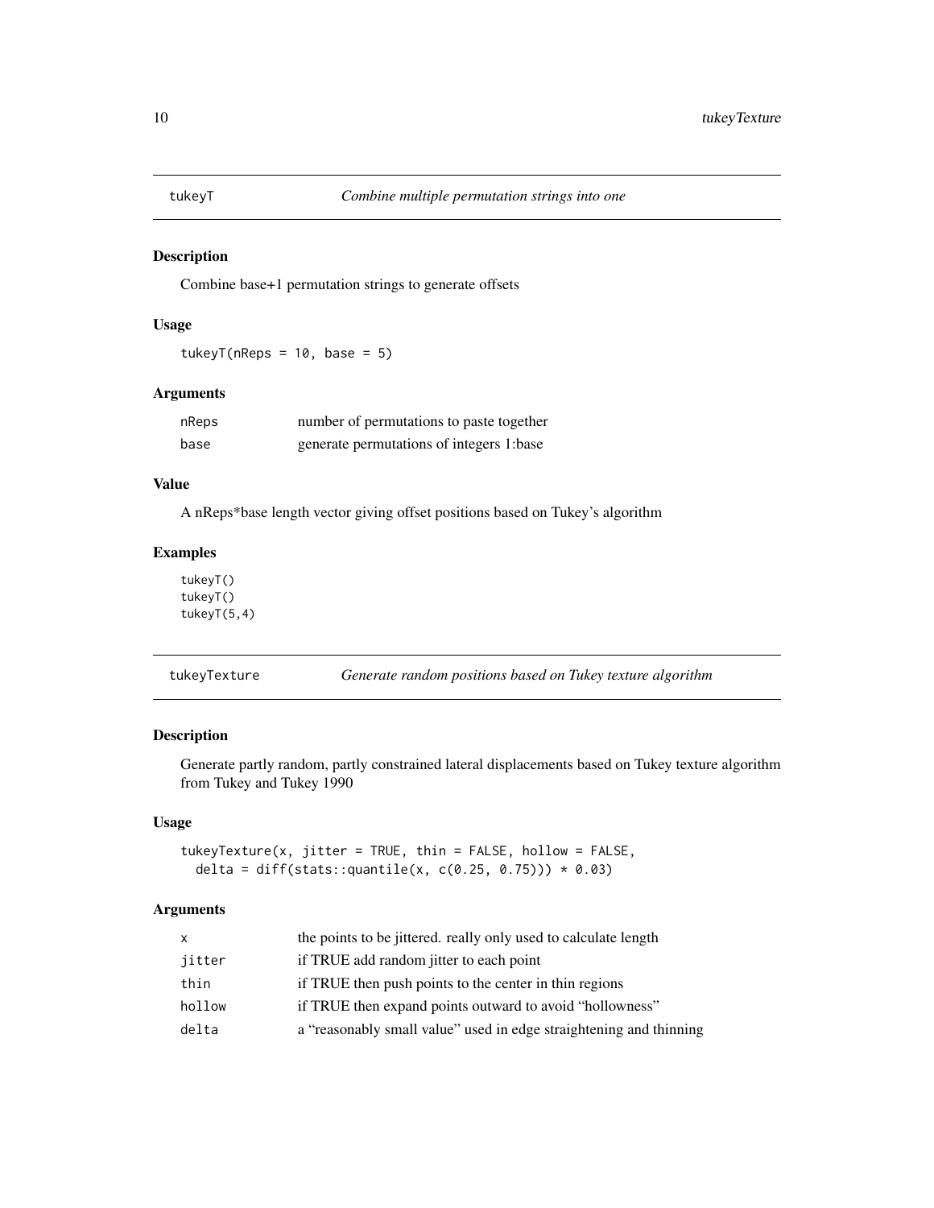## tukeyT — *Combine multiple permutation strings into one*

### Description

Combine base+1 permutation strings to generate offsets

### Usage

```
tukeyT(nReps = 10, base = 5)
```

### Arguments

| | |
|---|---|
| nReps | number of permutations to paste together |
| base | generate permutations of integers 1:base |

### Value

A nReps*base length vector giving offset positions based on Tukey's algorithm

### Examples

```
tukeyT()
tukeyT()
tukeyT(5,4)
```

## tukeyTexture — *Generate random positions based on Tukey texture algorithm*

### Description

Generate partly random, partly constrained lateral displacements based on Tukey texture algorithm from Tukey and Tukey 1990

### Usage

```
tukeyTexture(x, jitter = TRUE, thin = FALSE, hollow = FALSE,
  delta = diff(stats::quantile(x, c(0.25, 0.75))) * 0.03)
```

### Arguments

| | |
|---|---|
| x | the points to be jittered. really only used to calculate length |
| jitter | if TRUE add random jitter to each point |
| thin | if TRUE then push points to the center in thin regions |
| hollow | if TRUE then expand points outward to avoid "hollowness" |
| delta | a "reasonably small value" used in edge straightening and thinning |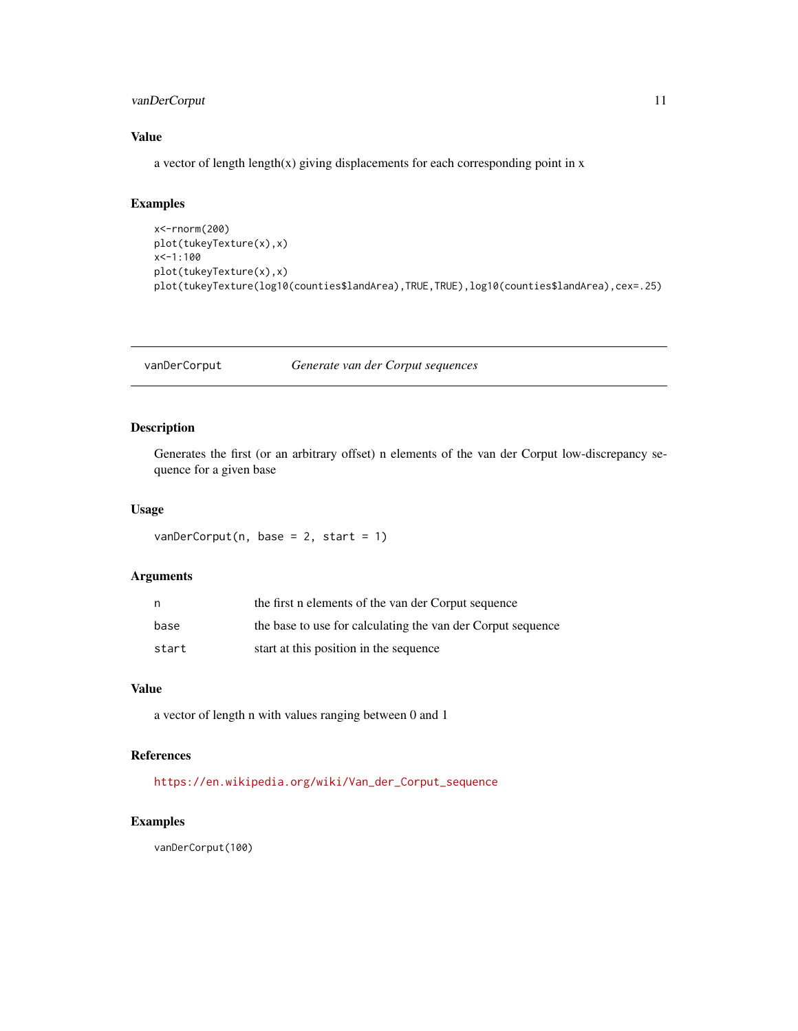### Value

a vector of length length(x) giving displacements for each corresponding point in x

### Examples

```
x<-rnorm(200)
plot(tukeyTexture(x),x)
x<-1:100
plot(tukeyTexture(x),x)
plot(tukeyTexture(log10(counties$landArea),TRUE,TRUE),log10(counties$landArea),cex=.25)
```

---

## vanDerCorput — *Generate van der Corput sequences*

---

### Description

Generates the first (or an arbitrary offset) n elements of the van der Corput low-discrepancy sequence for a given base

### Usage

```
vanDerCorput(n, base = 2, start = 1)
```

### Arguments

| | |
|---|---|
| n | the first n elements of the van der Corput sequence |
| base | the base to use for calculating the van der Corput sequence |
| start | start at this position in the sequence |

### Value

a vector of length n with values ranging between 0 and 1

### References

https://en.wikipedia.org/wiki/Van_der_Corput_sequence

### Examples

```
vanDerCorput(100)
```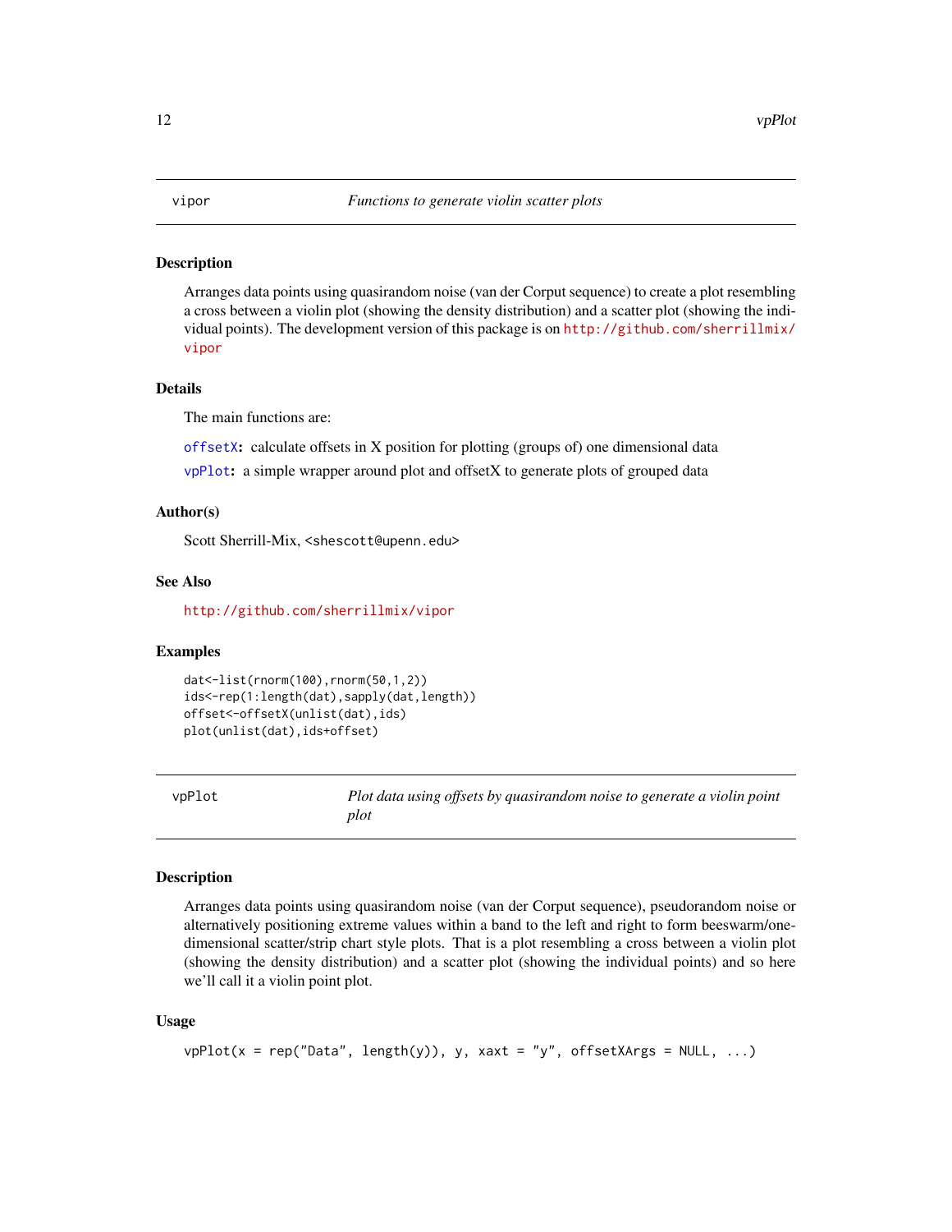vipor — *Functions to generate violin scatter plots*

## Description

Arranges data points using quasirandom noise (van der Corput sequence) to create a plot resembling a cross between a violin plot (showing the density distribution) and a scatter plot (showing the individual points). The development version of this package is on http://github.com/sherrillmix/vipor

## Details

The main functions are:

**offsetX:** calculate offsets in X position for plotting (groups of) one dimensional data

**vpPlot:** a simple wrapper around plot and offsetX to generate plots of grouped data

## Author(s)

Scott Sherrill-Mix, <shescott@upenn.edu>

## See Also

http://github.com/sherrillmix/vipor

## Examples

```
dat<-list(rnorm(100),rnorm(50,1,2))
ids<-rep(1:length(dat),sapply(dat,length))
offset<-offsetX(unlist(dat),ids)
plot(unlist(dat),ids+offset)
```

---

vpPlot — *Plot data using offsets by quasirandom noise to generate a violin point plot*

## Description

Arranges data points using quasirandom noise (van der Corput sequence), pseudorandom noise or alternatively positioning extreme values within a band to the left and right to form beeswarm/one-dimensional scatter/strip chart style plots. That is a plot resembling a cross between a violin plot (showing the density distribution) and a scatter plot (showing the individual points) and so here we'll call it a violin point plot.

## Usage

```
vpPlot(x = rep("Data", length(y)), y, xaxt = "y", offsetXArgs = NULL, ...)
```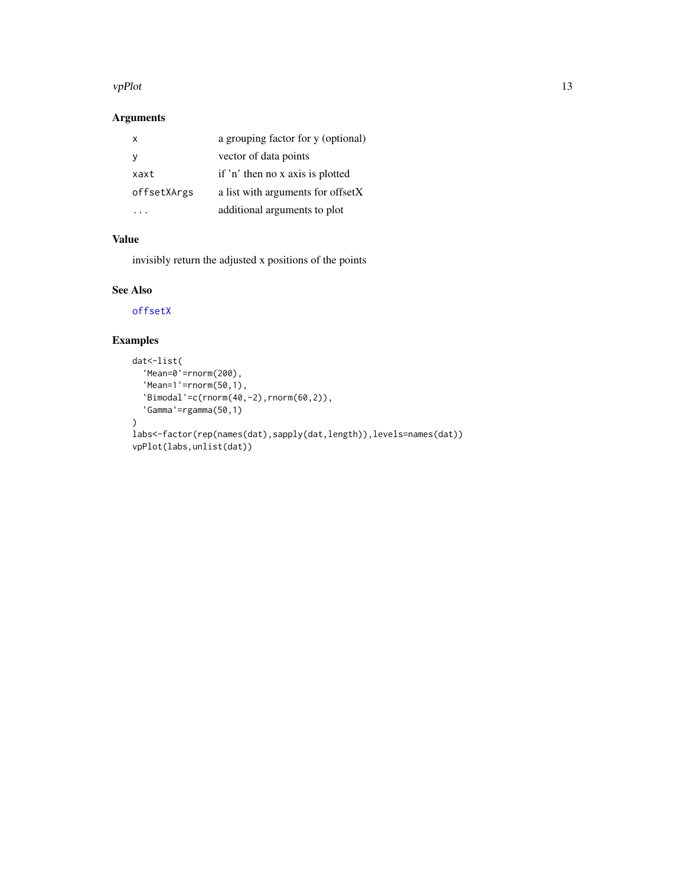## Arguments

| | |
|---|---|
| x | a grouping factor for y (optional) |
| y | vector of data points |
| xaxt | if 'n' then no x axis is plotted |
| offsetXArgs | a list with arguments for offsetX |
| ... | additional arguments to plot |

## Value

invisibly return the adjusted x positions of the points

## See Also

offsetX

## Examples

```
dat<-list(
  'Mean=0'=rnorm(200),
  'Mean=1'=rnorm(50,1),
  'Bimodal'=c(rnorm(40,-2),rnorm(60,2)),
  'Gamma'=rgamma(50,1)
)
labs<-factor(rep(names(dat),sapply(dat,length)),levels=names(dat))
vpPlot(labs,unlist(dat))
```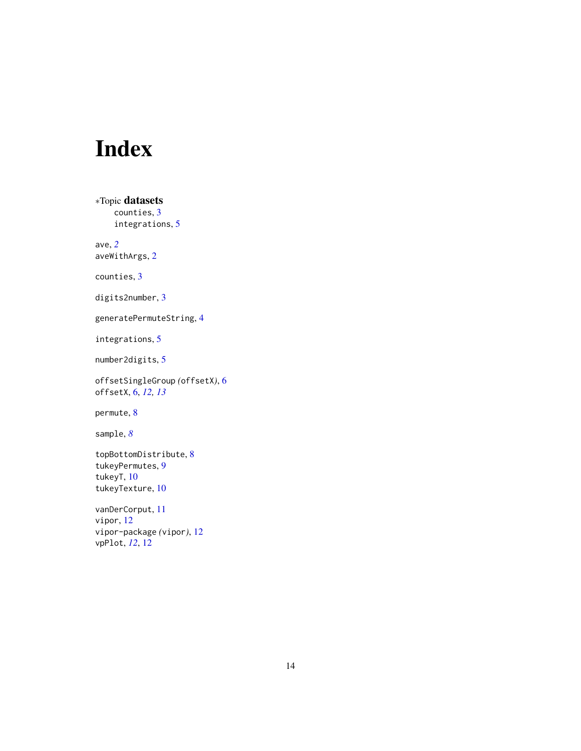# Index

*Topic **datasets**

    counties, 3
    integrations, 5

ave, *2*
aveWithArgs, 2

counties, 3

digits2number, 3

generatePermuteString, 4

integrations, 5

number2digits, 5

offsetSingleGroup *(*offsetX*)*, 6
offsetX, 6, *12, 13*

permute, 8

sample, *8*

topBottomDistribute, 8
tukeyPermutes, 9
tukeyT, 10
tukeyTexture, 10

vanDerCorput, 11
vipor, 12
vipor-package *(*vipor*)*, 12
vpPlot, *12*, 12